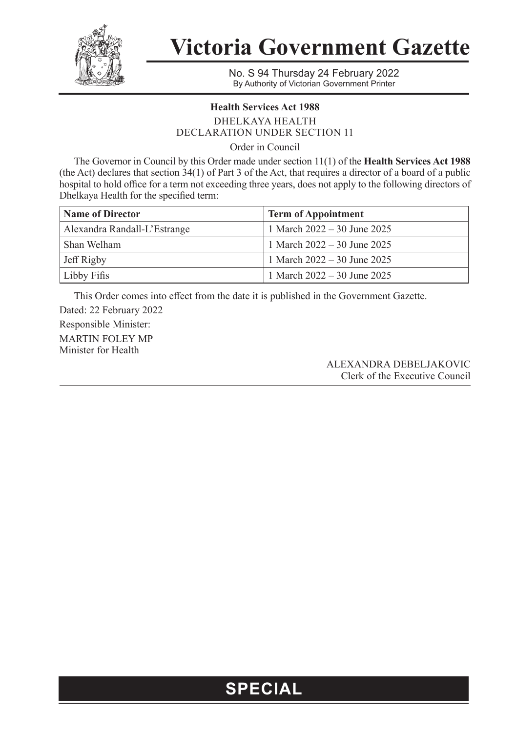# Victoria Government Gazette

No. S 94 Thursday 24 February 2022
By Authority of Victorian Government Printer

**Health Services Act 1988**

DHELKAYA HEALTH
DECLARATION UNDER SECTION 11

Order in Council

The Governor in Council by this Order made under section 11(1) of the **Health Services Act 1988** (the Act) declares that section 34(1) of Part 3 of the Act, that requires a director of a board of a public hospital to hold office for a term not exceeding three years, does not apply to the following directors of Dhelkaya Health for the specified term:

| **Name of Director** | **Term of Appointment** |
|---|---|
| Alexandra Randall-L'Estrange | 1 March 2022 – 30 June 2025 |
| Shan Welham | 1 March 2022 – 30 June 2025 |
| Jeff Rigby | 1 March 2022 – 30 June 2025 |
| Libby Fifis | 1 March 2022 – 30 June 2025 |

This Order comes into effect from the date it is published in the Government Gazette.

Dated: 22 February 2022

Responsible Minister:

MARTIN FOLEY MP
Minister for Health

ALEXANDRA DEBELJAKOVIC
Clerk of the Executive Council

**SPECIAL**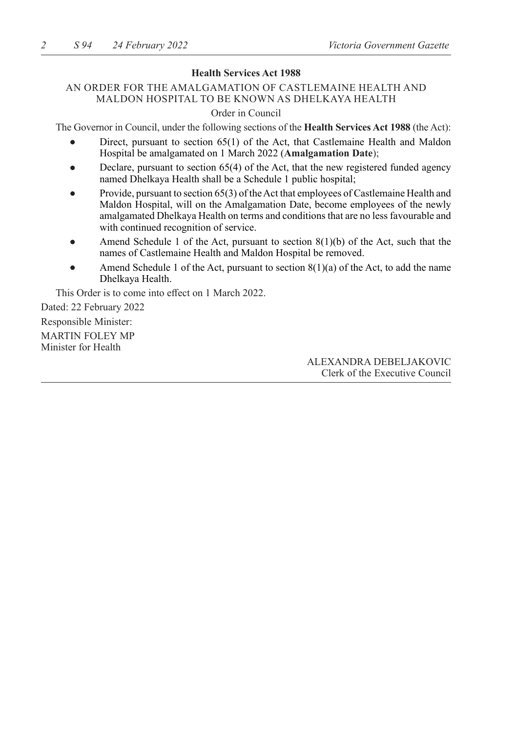## Health Services Act 1988

AN ORDER FOR THE AMALGAMATION OF CASTLEMAINE HEALTH AND MALDON HOSPITAL TO BE KNOWN AS DHELKAYA HEALTH

Order in Council

The Governor in Council, under the following sections of the **Health Services Act 1988** (the Act):

- Direct, pursuant to section 65(1) of the Act, that Castlemaine Health and Maldon Hospital be amalgamated on 1 March 2022 (**Amalgamation Date**);
- Declare, pursuant to section 65(4) of the Act, that the new registered funded agency named Dhelkaya Health shall be a Schedule 1 public hospital;
- Provide, pursuant to section 65(3) of the Act that employees of Castlemaine Health and Maldon Hospital, will on the Amalgamation Date, become employees of the newly amalgamated Dhelkaya Health on terms and conditions that are no less favourable and with continued recognition of service.
- Amend Schedule 1 of the Act, pursuant to section 8(1)(b) of the Act, such that the names of Castlemaine Health and Maldon Hospital be removed.
- Amend Schedule 1 of the Act, pursuant to section 8(1)(a) of the Act, to add the name Dhelkaya Health.

This Order is to come into effect on 1 March 2022.

Dated: 22 February 2022

Responsible Minister:

MARTIN FOLEY MP
Minister for Health

ALEXANDRA DEBELJAKOVIC
Clerk of the Executive Council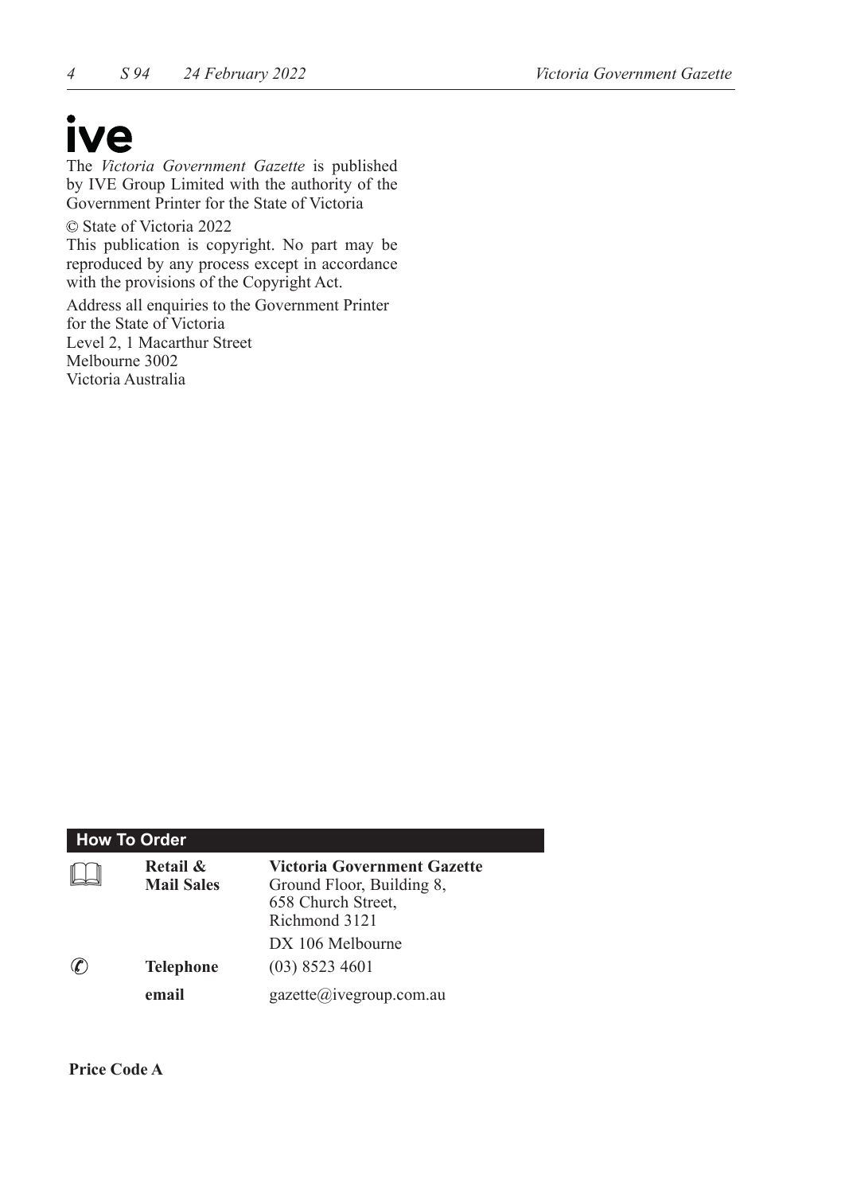ive

The *Victoria Government Gazette* is published by IVE Group Limited with the authority of the Government Printer for the State of Victoria

© State of Victoria 2022

This publication is copyright. No part may be reproduced by any process except in accordance with the provisions of the Copyright Act.

Address all enquiries to the Government Printer for the State of Victoria
Level 2, 1 Macarthur Street
Melbourne 3002
Victoria Australia

## How To Order

| | | |
|---|---|---|
| | **Retail & Mail Sales** | **Victoria Government Gazette**<br>Ground Floor, Building 8,<br>658 Church Street,<br>Richmond 3121<br>DX 106 Melbourne |
| | **Telephone** | (03) 8523 4601 |
| | **email** | gazette@ivegroup.com.au |

**Price Code A**